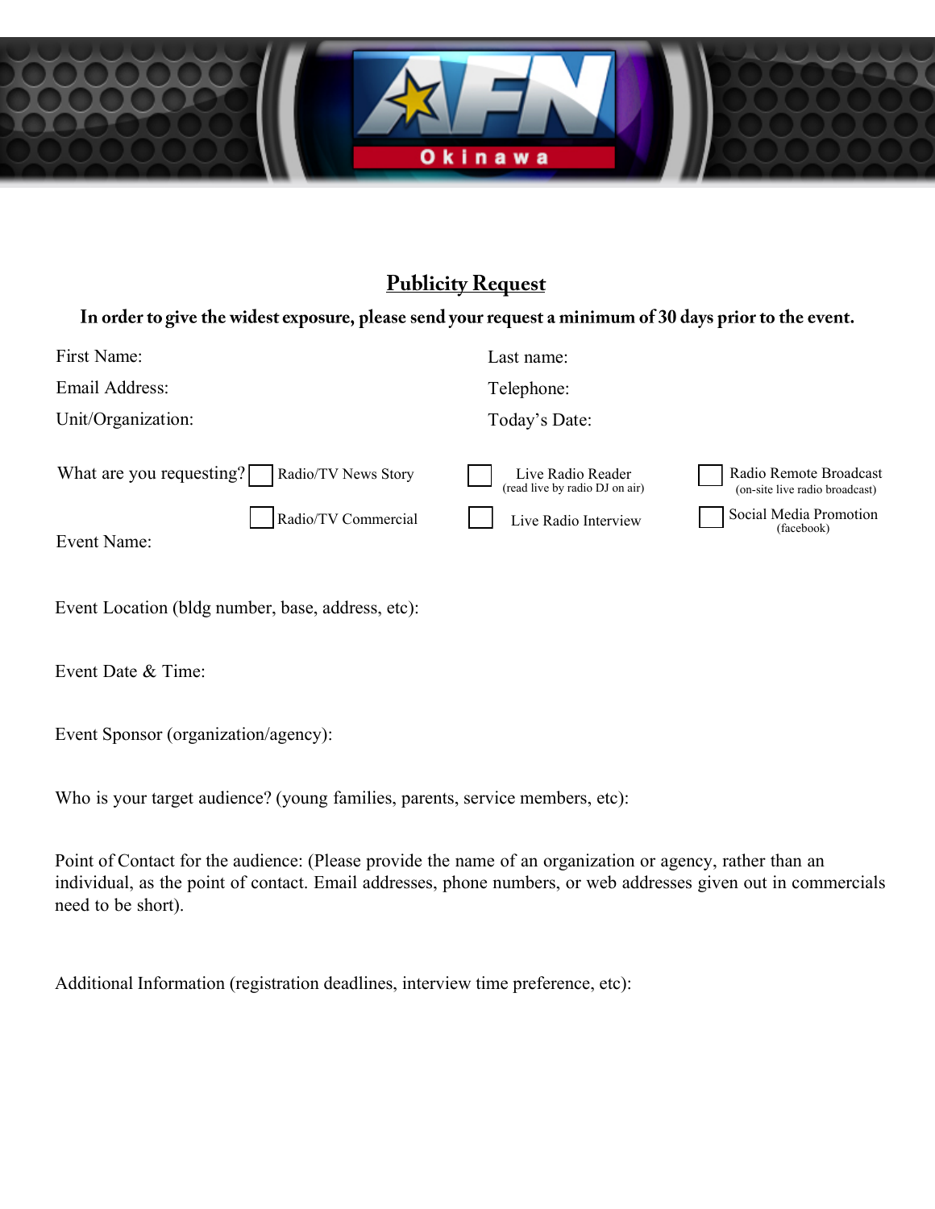## Publicity Request

**In order to give the widest exposure, please send your request a minimum of 30 days prior to the event.**

First Name:

Last name:

Email Address:

Telephone:

Unit/Organization:

Today's Date:

What are you requesting?

- [ ] Radio/TV News Story
- [ ] Live Radio Reader (read live by radio DJ on air)
- [ ] Radio Remote Broadcast (on-site live radio broadcast)
- [ ] Radio/TV Commercial
- [ ] Live Radio Interview
- [ ] Social Media Promotion (facebook)

Event Name:

Event Location (bldg number, base, address, etc):

Event Date & Time:

Event Sponsor (organization/agency):

Who is your target audience? (young families, parents, service members, etc):

Point of Contact for the audience: (Please provide the name of an organization or agency, rather than an individual, as the point of contact. Email addresses, phone numbers, or web addresses given out in commercials need to be short).

Additional Information (registration deadlines, interview time preference, etc):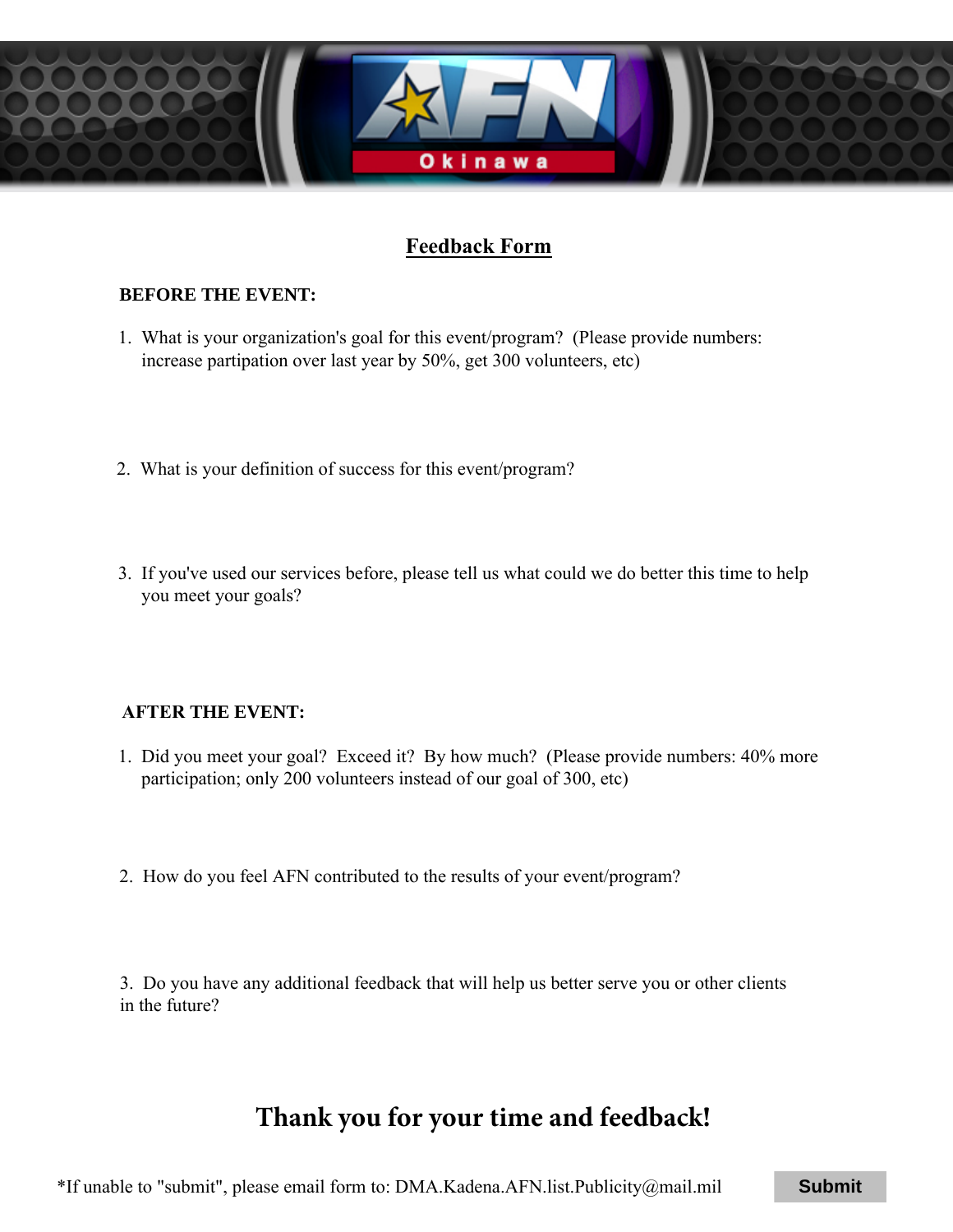# Feedback Form

**BEFORE THE EVENT:**

1. What is your organization's goal for this event/program? (Please provide numbers: increase partipation over last year by 50%, get 300 volunteers, etc)

2. What is your definition of success for this event/program?

3. If you've used our services before, please tell us what could we do better this time to help you meet your goals?

**AFTER THE EVENT:**

1. Did you meet your goal? Exceed it? By how much? (Please provide numbers: 40% more participation; only 200 volunteers instead of our goal of 300, etc)

2. How do you feel AFN contributed to the results of your event/program?

3. Do you have any additional feedback that will help us better serve you or other clients in the future?

## Thank you for your time and feedback!

*If unable to "submit", please email form to: DMA.Kadena.AFN.list.Publicity@mail.mil

Submit